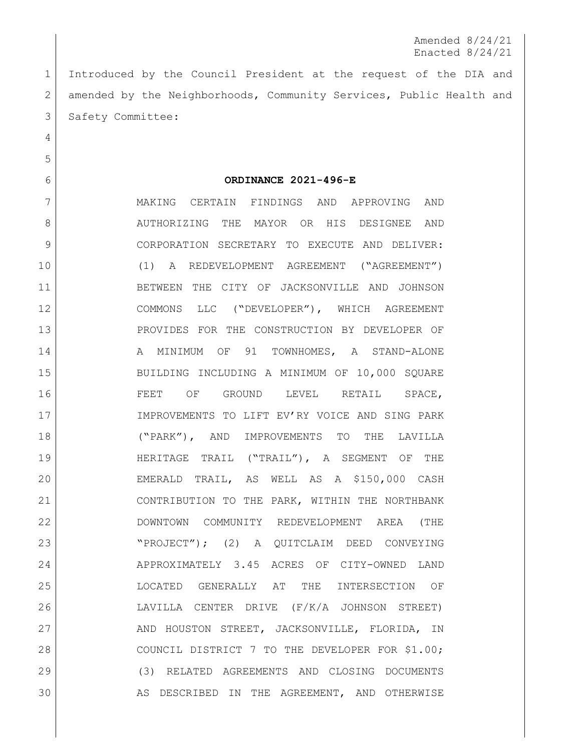Amended 8/24/21
Enacted 8/24/21

Introduced by the Council President at the request of the DIA and amended by the Neighborhoods, Community Services, Public Health and Safety Committee:

**ORDINANCE 2021-496-E**

MAKING CERTAIN FINDINGS AND APPROVING AND AUTHORIZING THE MAYOR OR HIS DESIGNEE AND CORPORATION SECRETARY TO EXECUTE AND DELIVER: (1) A REDEVELOPMENT AGREEMENT ("AGREEMENT") BETWEEN THE CITY OF JACKSONVILLE AND JOHNSON COMMONS LLC ("DEVELOPER"), WHICH AGREEMENT PROVIDES FOR THE CONSTRUCTION BY DEVELOPER OF A MINIMUM OF 91 TOWNHOMES, A STAND-ALONE BUILDING INCLUDING A MINIMUM OF 10,000 SQUARE FEET OF GROUND LEVEL RETAIL SPACE, IMPROVEMENTS TO LIFT EV'RY VOICE AND SING PARK ("PARK"), AND IMPROVEMENTS TO THE LAVILLA HERITAGE TRAIL ("TRAIL"), A SEGMENT OF THE EMERALD TRAIL, AS WELL AS A $150,000 CASH CONTRIBUTION TO THE PARK, WITHIN THE NORTHBANK DOWNTOWN COMMUNITY REDEVELOPMENT AREA (THE "PROJECT"); (2) A QUITCLAIM DEED CONVEYING APPROXIMATELY 3.45 ACRES OF CITY-OWNED LAND LOCATED GENERALLY AT THE INTERSECTION OF LAVILLA CENTER DRIVE (F/K/A JOHNSON STREET) AND HOUSTON STREET, JACKSONVILLE, FLORIDA, IN COUNCIL DISTRICT 7 TO THE DEVELOPER FOR $1.00; (3) RELATED AGREEMENTS AND CLOSING DOCUMENTS AS DESCRIBED IN THE AGREEMENT, AND OTHERWISE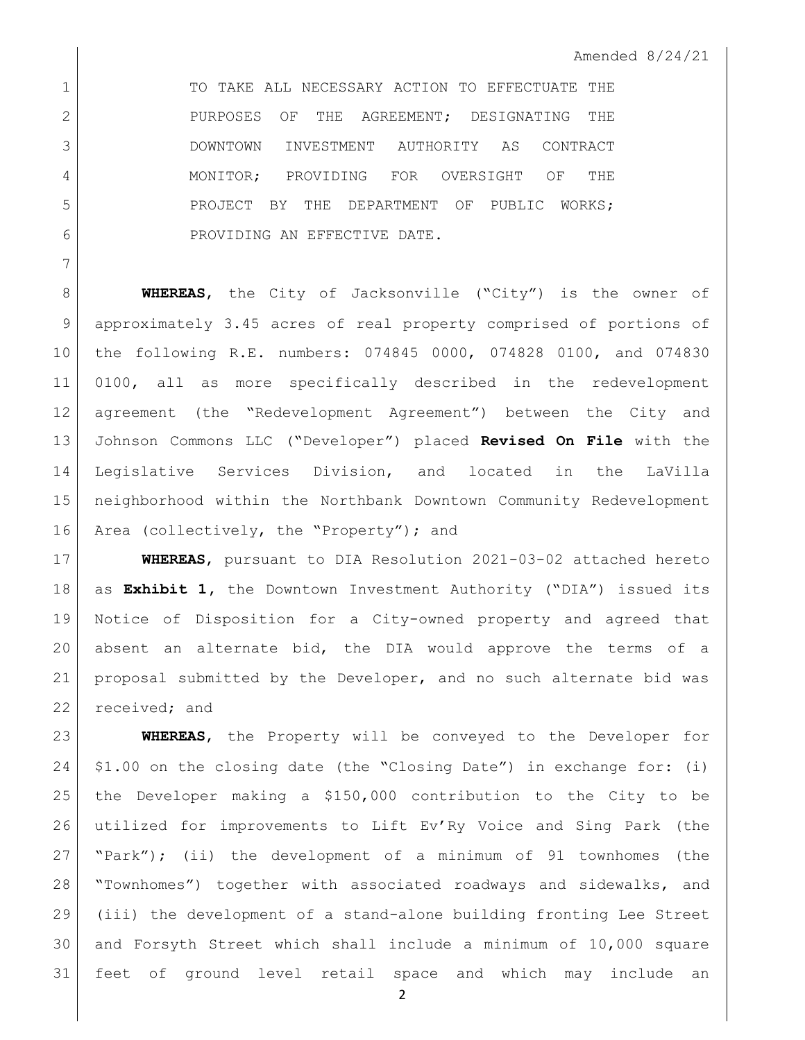Amended 8/24/21

TO TAKE ALL NECESSARY ACTION TO EFFECTUATE THE PURPOSES OF THE AGREEMENT; DESIGNATING THE DOWNTOWN INVESTMENT AUTHORITY AS CONTRACT MONITOR; PROVIDING FOR OVERSIGHT OF THE PROJECT BY THE DEPARTMENT OF PUBLIC WORKS; PROVIDING AN EFFECTIVE DATE.

**WHEREAS**, the City of Jacksonville ("City") is the owner of approximately 3.45 acres of real property comprised of portions of the following R.E. numbers: 074845 0000, 074828 0100, and 074830 0100, all as more specifically described in the redevelopment agreement (the "Redevelopment Agreement") between the City and Johnson Commons LLC ("Developer") placed **Revised On File** with the Legislative Services Division, and located in the LaVilla neighborhood within the Northbank Downtown Community Redevelopment Area (collectively, the "Property"); and

**WHEREAS**, pursuant to DIA Resolution 2021-03-02 attached hereto as **Exhibit 1**, the Downtown Investment Authority ("DIA") issued its Notice of Disposition for a City-owned property and agreed that absent an alternate bid, the DIA would approve the terms of a proposal submitted by the Developer, and no such alternate bid was received; and

**WHEREAS**, the Property will be conveyed to the Developer for $1.00 on the closing date (the "Closing Date") in exchange for: (i) the Developer making a $150,000 contribution to the City to be utilized for improvements to Lift Ev'Ry Voice and Sing Park (the "Park"); (ii) the development of a minimum of 91 townhomes (the "Townhomes") together with associated roadways and sidewalks, and (iii) the development of a stand-alone building fronting Lee Street and Forsyth Street which shall include a minimum of 10,000 square feet of ground level retail space and which may include an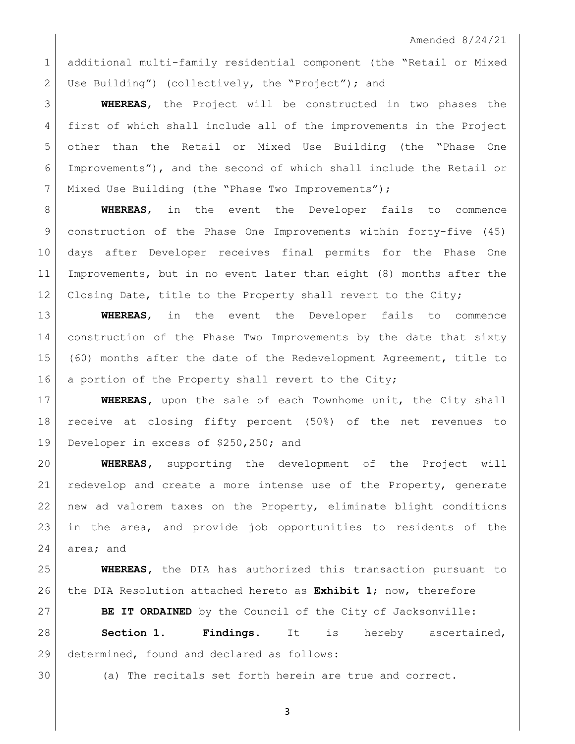additional multi-family residential component (the "Retail or Mixed Use Building") (collectively, the "Project"); and

**WHEREAS**, the Project will be constructed in two phases the first of which shall include all of the improvements in the Project other than the Retail or Mixed Use Building (the "Phase One Improvements"), and the second of which shall include the Retail or Mixed Use Building (the "Phase Two Improvements");

**WHEREAS**, in the event the Developer fails to commence construction of the Phase One Improvements within forty-five (45) days after Developer receives final permits for the Phase One Improvements, but in no event later than eight (8) months after the Closing Date, title to the Property shall revert to the City;

**WHEREAS**, in the event the Developer fails to commence construction of the Phase Two Improvements by the date that sixty (60) months after the date of the Redevelopment Agreement, title to a portion of the Property shall revert to the City;

**WHEREAS**, upon the sale of each Townhome unit, the City shall receive at closing fifty percent (50%) of the net revenues to Developer in excess of $250,250; and

**WHEREAS**, supporting the development of the Project will redevelop and create a more intense use of the Property, generate new ad valorem taxes on the Property, eliminate blight conditions in the area, and provide job opportunities to residents of the area; and

**WHEREAS**, the DIA has authorized this transaction pursuant to the DIA Resolution attached hereto as **Exhibit 1**; now, therefore

**BE IT ORDAINED** by the Council of the City of Jacksonville:

**Section 1. Findings.** It is hereby ascertained, determined, found and declared as follows:

(a) The recitals set forth herein are true and correct.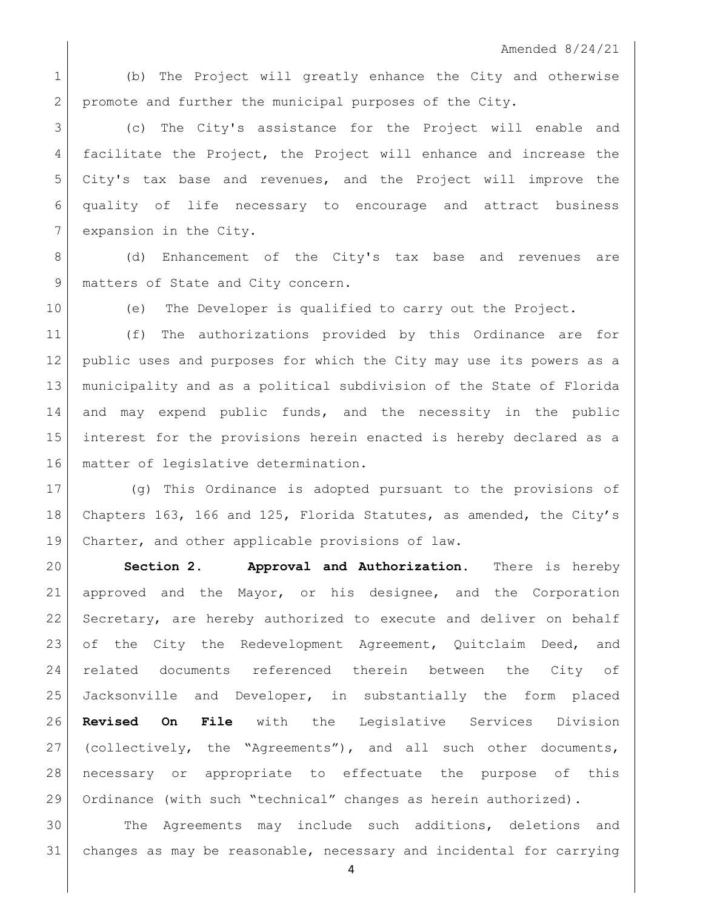(b) The Project will greatly enhance the City and otherwise promote and further the municipal purposes of the City.

(c) The City's assistance for the Project will enable and facilitate the Project, the Project will enhance and increase the City's tax base and revenues, and the Project will improve the quality of life necessary to encourage and attract business expansion in the City.

(d) Enhancement of the City's tax base and revenues are matters of State and City concern.

(e) The Developer is qualified to carry out the Project.

(f) The authorizations provided by this Ordinance are for public uses and purposes for which the City may use its powers as a municipality and as a political subdivision of the State of Florida and may expend public funds, and the necessity in the public interest for the provisions herein enacted is hereby declared as a matter of legislative determination.

(g) This Ordinance is adopted pursuant to the provisions of Chapters 163, 166 and 125, Florida Statutes, as amended, the City's Charter, and other applicable provisions of law.

**Section 2. Approval and Authorization.** There is hereby approved and the Mayor, or his designee, and the Corporation Secretary, are hereby authorized to execute and deliver on behalf of the City the Redevelopment Agreement, Quitclaim Deed, and related documents referenced therein between the City of Jacksonville and Developer, in substantially the form placed **Revised On File** with the Legislative Services Division (collectively, the "Agreements"), and all such other documents, necessary or appropriate to effectuate the purpose of this Ordinance (with such "technical" changes as herein authorized).

The Agreements may include such additions, deletions and changes as may be reasonable, necessary and incidental for carrying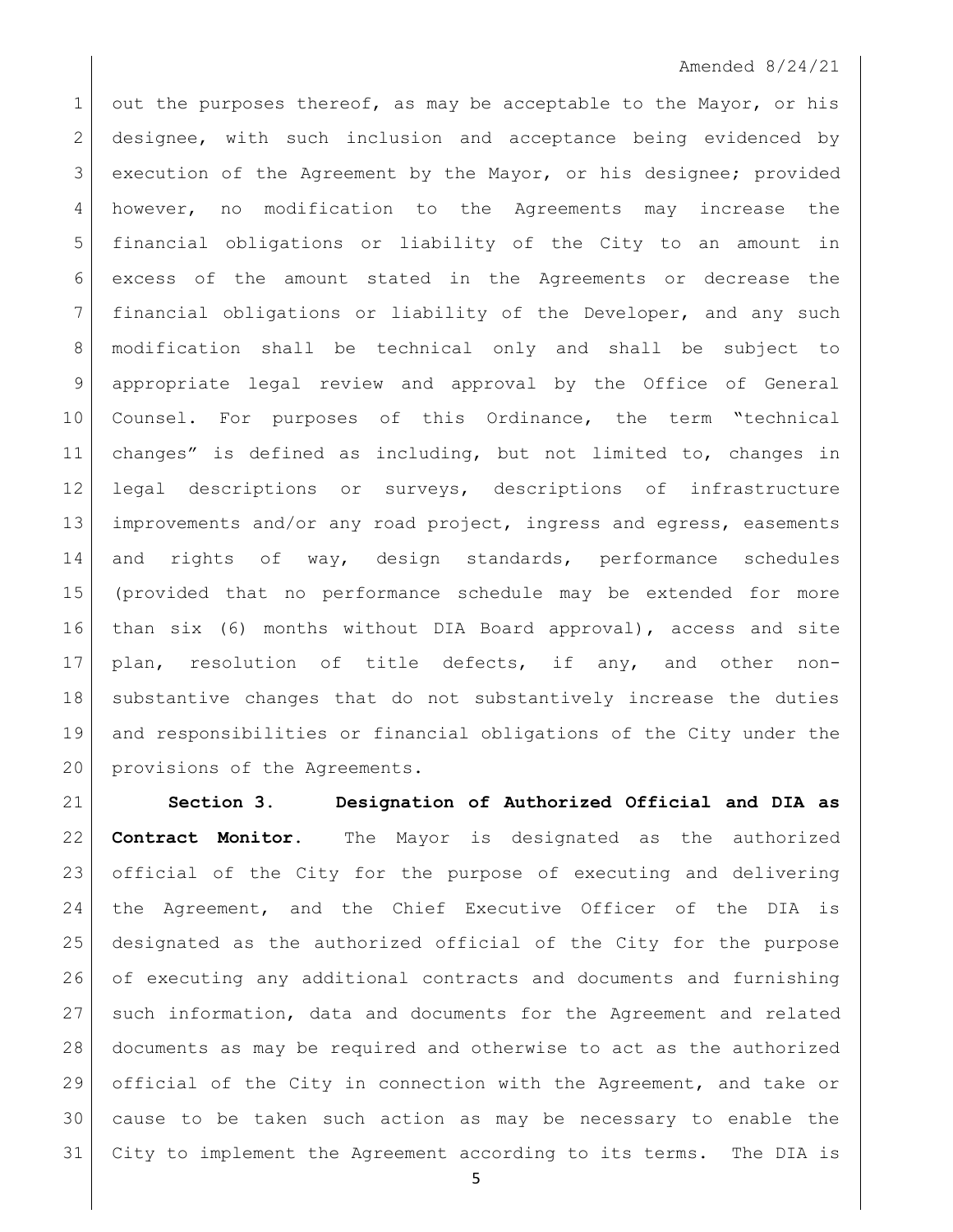out the purposes thereof, as may be acceptable to the Mayor, or his designee, with such inclusion and acceptance being evidenced by execution of the Agreement by the Mayor, or his designee; provided however, no modification to the Agreements may increase the financial obligations or liability of the City to an amount in excess of the amount stated in the Agreements or decrease the financial obligations or liability of the Developer, and any such modification shall be technical only and shall be subject to appropriate legal review and approval by the Office of General Counsel. For purposes of this Ordinance, the term "technical changes" is defined as including, but not limited to, changes in legal descriptions or surveys, descriptions of infrastructure improvements and/or any road project, ingress and egress, easements and rights of way, design standards, performance schedules (provided that no performance schedule may be extended for more than six (6) months without DIA Board approval), access and site plan, resolution of title defects, if any, and other non-substantive changes that do not substantively increase the duties and responsibilities or financial obligations of the City under the provisions of the Agreements.

**Section 3. Designation of Authorized Official and DIA as Contract Monitor.** The Mayor is designated as the authorized official of the City for the purpose of executing and delivering the Agreement, and the Chief Executive Officer of the DIA is designated as the authorized official of the City for the purpose of executing any additional contracts and documents and furnishing such information, data and documents for the Agreement and related documents as may be required and otherwise to act as the authorized official of the City in connection with the Agreement, and take or cause to be taken such action as may be necessary to enable the City to implement the Agreement according to its terms. The DIA is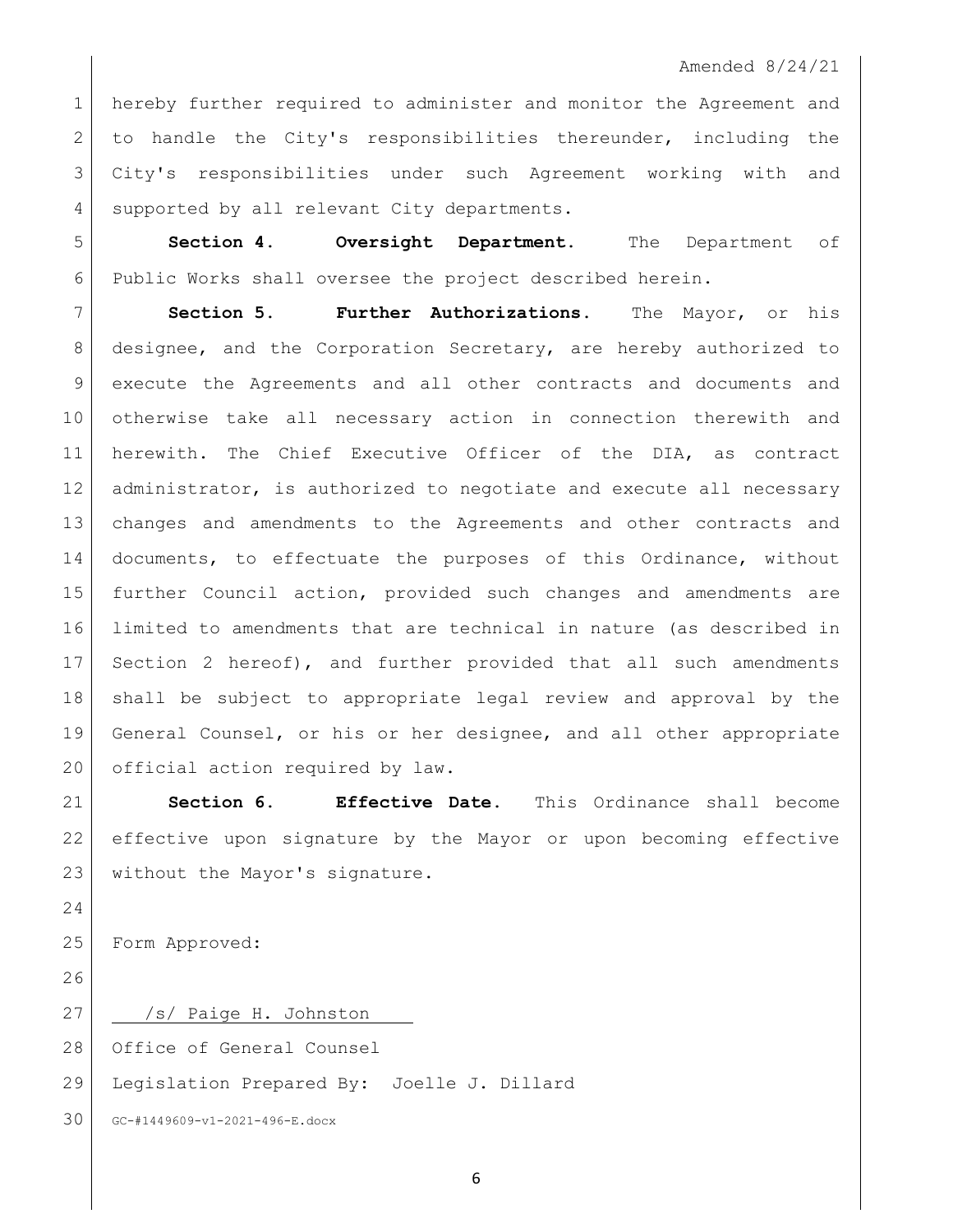hereby further required to administer and monitor the Agreement and to handle the City's responsibilities thereunder, including the City's responsibilities under such Agreement working with and supported by all relevant City departments.

**Section 4. Oversight Department.** The Department of Public Works shall oversee the project described herein.

**Section 5. Further Authorizations.** The Mayor, or his designee, and the Corporation Secretary, are hereby authorized to execute the Agreements and all other contracts and documents and otherwise take all necessary action in connection therewith and herewith. The Chief Executive Officer of the DIA, as contract administrator, is authorized to negotiate and execute all necessary changes and amendments to the Agreements and other contracts and documents, to effectuate the purposes of this Ordinance, without further Council action, provided such changes and amendments are limited to amendments that are technical in nature (as described in Section 2 hereof), and further provided that all such amendments shall be subject to appropriate legal review and approval by the General Counsel, or his or her designee, and all other appropriate official action required by law.

**Section 6. Effective Date.** This Ordinance shall become effective upon signature by the Mayor or upon becoming effective without the Mayor's signature.

Form Approved:

/s/ Paige H. Johnston

Office of General Counsel

Legislation Prepared By: Joelle J. Dillard

GC-#1449609-v1-2021-496-E.docx